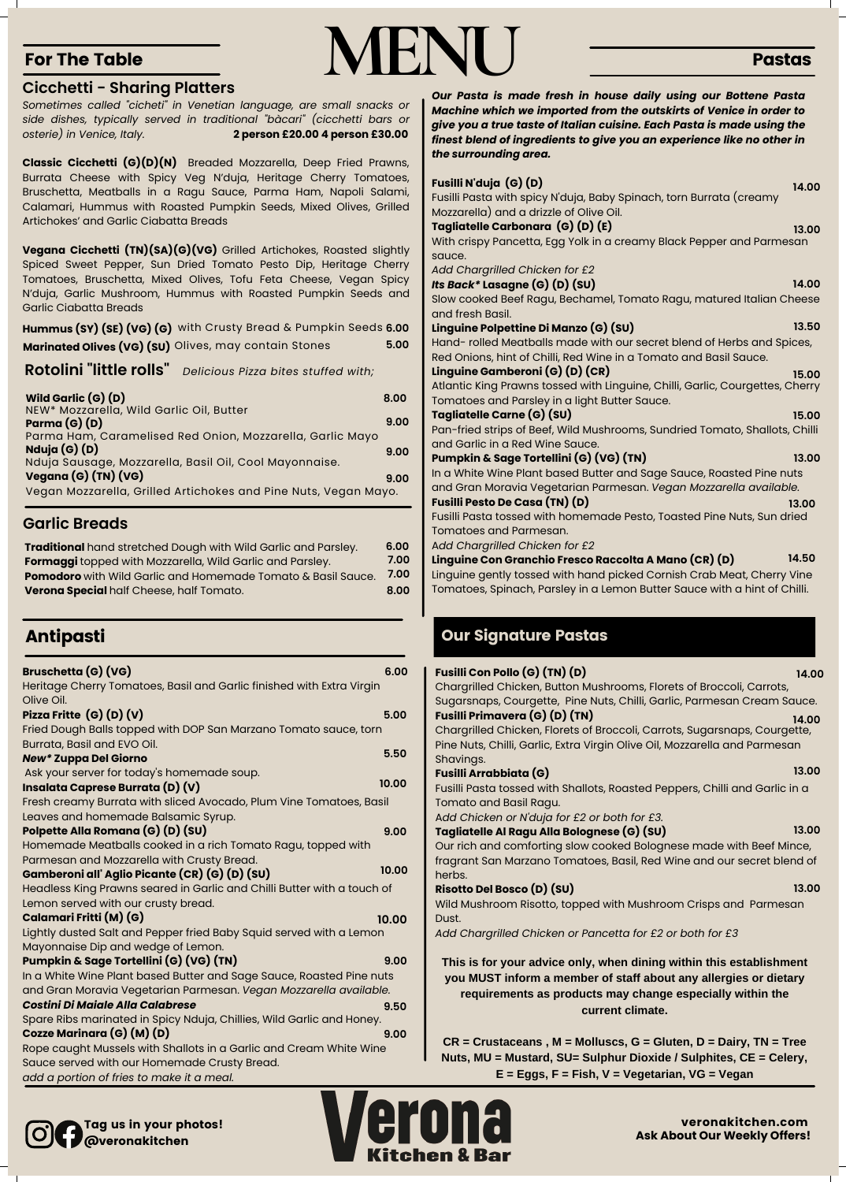# MENU

## For The Table

### Cicchetti - Sharing Platters

*Sometimes called "cicheti" in Venetian language, are small snacks or side dishes, typically served in traditional "bàcari" (cicchetti bars or osterie) in Venice, Italy.* **2 person £20.00 4 person £30.00**

**Classic Cicchetti (G)(D)(N)** Breaded Mozzarella, Deep Fried Prawns, Burrata Cheese with Spicy Veg N'duja, Heritage Cherry Tomatoes, Bruschetta, Meatballs in a Ragu Sauce, Parma Ham, Napoli Salami, Calamari, Hummus with Roasted Pumpkin Seeds, Mixed Olives, Grilled Artichokes' and Garlic Ciabatta Breads

**Vegana Cicchetti (TN)(SA)(G)(VG)** Grilled Artichokes, Roasted slightly Spiced Sweet Pepper, Sun Dried Tomato Pesto Dip, Heritage Cherry Tomatoes, Bruschetta, Mixed Olives, Tofu Feta Cheese, Vegan Spicy N'duja, Garlic Mushroom, Hummus with Roasted Pumpkin Seeds and Garlic Ciabatta Breads

**Hummus (SY) (SE) (VG) (G)** with Crusty Bread & Pumpkin Seeds **6.00**

**Marinated Olives (VG) (SU)** Olives, may contain Stones **5.00**

### Rotolini "little rolls" *Delicious Pizza bites stuffed with;*

**Wild Garlic (G) (D)** **8.00**
NEW* Mozzarella, Wild Garlic Oil, Butter

**Parma (G) (D)** **9.00**
Parma Ham, Caramelised Red Onion, Mozzarella, Garlic Mayo

**Nduja (G) (D)** **9.00**
Nduja Sausage, Mozzarella, Basil Oil, Cool Mayonnaise.

**Vegana (G) (TN) (VG)** **9.00**
Vegan Mozzarella, Grilled Artichokes and Pine Nuts, Vegan Mayo.

### Garlic Breads

**Traditional** hand stretched Dough with Wild Garlic and Parsley. **6.00**

**Formaggi** topped with Mozzarella, Wild Garlic and Parsley. **7.00**

**Pomodoro** with Wild Garlic and Homemade Tomato & Basil Sauce. **7.00**

**Verona Special** half Cheese, half Tomato. **8.00**

## Antipasti

**Bruschetta (G) (VG)** **6.00**
Heritage Cherry Tomatoes, Basil and Garlic finished with Extra Virgin Olive Oil.

**Pizza Fritte (G) (D) (V)** **5.00**
Fried Dough Balls topped with DOP San Marzano Tomato sauce, torn Burrata, Basil and EVO Oil.

***New\* Zuppa Del Giorno*** **5.50**
Ask your server for today's homemade soup.

**Insalata Caprese Burrata (D) (V)** **10.00**
Fresh creamy Burrata with sliced Avocado, Plum Vine Tomatoes, Basil Leaves and homemade Balsamic Syrup.

**Polpette Alla Romana (G) (D) (SU)** **9.00**
Homemade Meatballs cooked in a rich Tomato Ragu, topped with Parmesan and Mozzarella with Crusty Bread.

**Gamberoni all' Aglio Picante (CR) (G) (D) (SU)** **10.00**
Headless King Prawns seared in Garlic and Chilli Butter with a touch of Lemon served with our crusty bread.

**Calamari Fritti (M) (G)** **10.00**
Lightly dusted Salt and Pepper fried Baby Squid served with a Lemon Mayonnaise Dip and wedge of Lemon.

**Pumpkin & Sage Tortellini (G) (VG) (TN)** **9.00**
In a White Wine Plant based Butter and Sage Sauce, Roasted Pine nuts and Gran Moravia Vegetarian Parmesan. *Vegan Mozzarella available.*

***Costini Di Maiale Alla Calabrese*** **9.50**
Spare Ribs marinated in Spicy Nduja, Chillies, Wild Garlic and Honey.

**Cozze Marinara (G) (M) (D)** **9.00**
Rope caught Mussels with Shallots in a Garlic and Cream White Wine Sauce served with our Homemade Crusty Bread.
*add a portion of fries to make it a meal.*

## Pastas

***Our Pasta is made fresh in house daily using our Bottene Pasta Machine which we imported from the outskirts of Venice in order to give you a true taste of Italian cuisine. Each Pasta is made using the finest blend of ingredients to give you an experience like no other in the surrounding area.***

**Fusilli N'duja (G) (D)** **14.00**
Fusilli Pasta with spicy N'duja, Baby Spinach, torn Burrata (creamy Mozzarella) and a drizzle of Olive Oil.

**Tagliatelle Carbonara (G) (D) (E)** **13.00**
With crispy Pancetta, Egg Yolk in a creamy Black Pepper and Parmesan sauce.
*Add Chargrilled Chicken for £2*

***Its Back\**** **Lasagne (G) (D) (SU)** **14.00**
Slow cooked Beef Ragu, Bechamel, Tomato Ragu, matured Italian Cheese and fresh Basil.

**Linguine Polpettine Di Manzo (G) (SU)** **13.50**
Hand- rolled Meatballs made with our secret blend of Herbs and Spices, Red Onions, hint of Chilli, Red Wine in a Tomato and Basil Sauce.

**Linguine Gamberoni (G) (D) (CR)** **15.00**
Atlantic King Prawns tossed with Linguine, Chilli, Garlic, Courgettes, Cherry Tomatoes and Parsley in a light Butter Sauce.

**Tagliatelle Carne (G) (SU)** **15.00**
Pan-fried strips of Beef, Wild Mushrooms, Sundried Tomato, Shallots, Chilli and Garlic in a Red Wine Sauce.

**Pumpkin & Sage Tortellini (G) (VG) (TN)** **13.00**
In a White Wine Plant based Butter and Sage Sauce, Roasted Pine nuts and Gran Moravia Vegetarian Parmesan. *Vegan Mozzarella available.*

**Fusilli Pesto De Casa (TN) (D)** **13.00**
Fusilli Pasta tossed with homemade Pesto, Toasted Pine Nuts, Sun dried Tomatoes and Parmesan.
*Add Chargrilled Chicken for £2*

**Linguine Con Granchio Fresco Raccolta A Mano (CR) (D)** **14.50**
Linguine gently tossed with hand picked Cornish Crab Meat, Cherry Vine Tomatoes, Spinach, Parsley in a Lemon Butter Sauce with a hint of Chilli.

## Our Signature Pastas

**Fusilli Con Pollo (G) (TN) (D)** **14.00**
Chargrilled Chicken, Button Mushrooms, Florets of Broccoli, Carrots, Sugarsnaps, Courgette, Pine Nuts, Chilli, Garlic, Parmesan Cream Sauce.

**Fusilli Primavera (G) (D) (TN)** **14.00**
Chargrilled Chicken, Florets of Broccoli, Carrots, Sugarsnaps, Courgette, Pine Nuts, Chilli, Garlic, Extra Virgin Olive Oil, Mozzarella and Parmesan Shavings.

**Fusilli Arrabbiata (G)** **13.00**
Fusilli Pasta tossed with Shallots, Roasted Peppers, Chilli and Garlic in a Tomato and Basil Ragu.
*Add Chicken or N'duja for £2 or both for £3.*

**Tagliatelle Al Ragu Alla Bolognese (G) (SU)** **13.00**
Our rich and comforting slow cooked Bolognese made with Beef Mince, fragrant San Marzano Tomatoes, Basil, Red Wine and our secret blend of herbs.

**Risotto Del Bosco (D) (SU)** **13.00**
Wild Mushroom Risotto, topped with Mushroom Crisps and Parmesan Dust.
*Add Chargrilled Chicken or Pancetta for £2 or both for £3*

**This is for your advice only, when dining within this establishment you MUST inform a member of staff about any allergies or dietary requirements as products may change especially within the current climate.**

**CR = Crustaceans , M = Molluscs, G = Gluten, D = Dairy, TN = Tree Nuts, MU = Mustard, SU= Sulphur Dioxide / Sulphites, CE = Celery, E = Eggs, F = Fish, V = Vegetarian, VG = Vegan**

**Tag us in your photos! @veronakitchen**

**Verona Kitchen & Bar**

**veronakitchen.com**
**Ask About Our Weekly Offers!**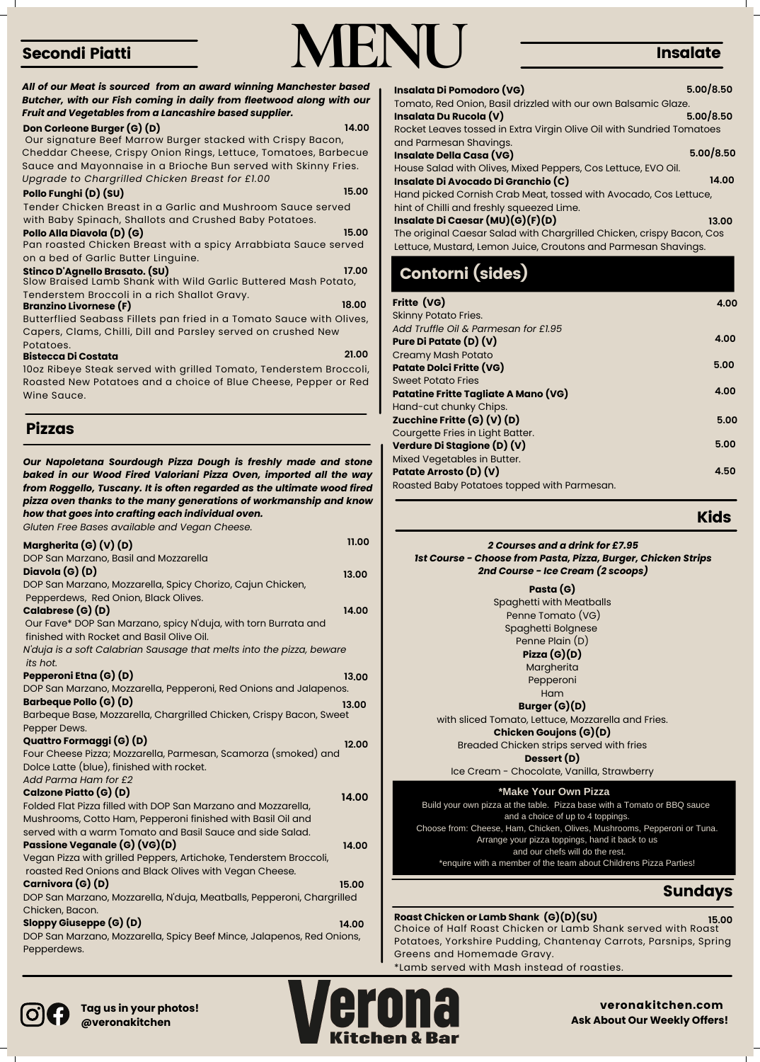# MENU

## Secondi Piatti

***All of our Meat is sourced from an award winning Manchester based Butcher, with our Fish coming in daily from fleetwood along with our Fruit and Vegetables from a Lancashire based supplier.***

**Don Corleone Burger (G) (D)** 14.00
Our signature Beef Marrow Burger stacked with Crispy Bacon, Cheddar Cheese, Crispy Onion Rings, Lettuce, Tomatoes, Barbecue Sauce and Mayonnaise in a Brioche Bun served with Skinny Fries.
*Upgrade to Chargrilled Chicken Breast for £1.00*

**Pollo Funghi (D) (SU)** 15.00
Tender Chicken Breast in a Garlic and Mushroom Sauce served with Baby Spinach, Shallots and Crushed Baby Potatoes.

**Pollo Alla Diavola (D) (G)** 15.00
Pan roasted Chicken Breast with a spicy Arrabbiata Sauce served on a bed of Garlic Butter Linguine.

**Stinco D'Agnello Brasato. (SU)** 17.00
Slow Braised Lamb Shank with Wild Garlic Buttered Mash Potato, Tenderstem Broccoli in a rich Shallot Gravy.

**Branzino Livornese (F)** 18.00
Butterflied Seabass Fillets pan fried in a Tomato Sauce with Olives, Capers, Clams, Chilli, Dill and Parsley served on crushed New Potatoes.

**Bistecca Di Costata** 21.00
10oz Ribeye Steak served with grilled Tomato, Tenderstem Broccoli, Roasted New Potatoes and a choice of Blue Cheese, Pepper or Red Wine Sauce.

## Pizzas

***Our Napoletana Sourdough Pizza Dough is freshly made and stone baked in our Wood Fired Valoriani Pizza Oven, imported all the way from Roggello, Tuscany. It is often regarded as the ultimate wood fired pizza oven thanks to the many generations of workmanship and know how that goes into crafting each individual oven.***
*Gluten Free Bases available and Vegan Cheese.*

**Margherita (G) (V) (D)** 11.00
DOP San Marzano, Basil and Mozzarella

**Diavola (G) (D)** 13.00
DOP San Marzano, Mozzarella, Spicy Chorizo, Cajun Chicken, Pepperdews, Red Onion, Black Olives.

**Calabrese (G) (D)** 14.00
Our Fave* DOP San Marzano, spicy N'duja, with torn Burrata and finished with Rocket and Basil Olive Oil.
*N'duja is a soft Calabrian Sausage that melts into the pizza, beware its hot.*

**Pepperoni Etna (G) (D)** 13.00
DOP San Marzano, Mozzarella, Pepperoni, Red Onions and Jalapenos.

**Barbeque Pollo (G) (D)** 13.00
Barbeque Base, Mozzarella, Chargrilled Chicken, Crispy Bacon, Sweet Pepper Dews.

**Quattro Formaggi (G) (D)** 12.00
Four Cheese Pizza; Mozzarella, Parmesan, Scamorza (smoked) and Dolce Latte (blue), finished with rocket.
*Add Parma Ham for £2*

**Calzone Piatto (G) (D)** 14.00
Folded Flat Pizza filled with DOP San Marzano and Mozzarella, Mushrooms, Cotto Ham, Pepperoni finished with Basil Oil and served with a warm Tomato and Basil Sauce and side Salad.

**Passione Veganale (G) (VG)(D)** 14.00
Vegan Pizza with grilled Peppers, Artichoke, Tenderstem Broccoli, roasted Red Onions and Black Olives with Vegan Cheese.

**Carnivora (G) (D)** 15.00
DOP San Marzano, Mozzarella, N'duja, Meatballs, Pepperoni, Chargrilled Chicken, Bacon.

**Sloppy Giuseppe (G) (D)** 14.00
DOP San Marzano, Mozzarella, Spicy Beef Mince, Jalapenos, Red Onions, Pepperdews.

## Insalate

**Insalata Di Pomodoro (VG)** 5.00/8.50
Tomato, Red Onion, Basil drizzled with our own Balsamic Glaze.

**Insalata Du Rucola (V)** 5.00/8.50
Rocket Leaves tossed in Extra Virgin Olive Oil with Sundried Tomatoes and Parmesan Shavings.

**Insalate Della Casa (VG)** 5.00/8.50
House Salad with Olives, Mixed Peppers, Cos Lettuce, EVO Oil.

**Insalate Di Avocado Di Granchio (C)** 14.00
Hand picked Cornish Crab Meat, tossed with Avocado, Cos Lettuce, hint of Chilli and freshly squeezed Lime.

**Insalate Di Caesar (MU)(G)(F)(D)** 13.00
The original Caesar Salad with Chargrilled Chicken, crispy Bacon, Cos Lettuce, Mustard, Lemon Juice, Croutons and Parmesan Shavings.

## Contorni (sides)

**Fritte (VG)** 4.00
Skinny Potato Fries.
*Add Truffle Oil & Parmesan for £1.95*

**Pure Di Patate (D) (V)** 4.00
Creamy Mash Potato

**Patate Dolci Fritte (VG)** 5.00
Sweet Potato Fries

**Patatine Fritte Tagliate A Mano (VG)** 4.00
Hand-cut chunky Chips.

**Zucchine Fritte (G) (V) (D)** 5.00
Courgette Fries in Light Batter.

**Verdure Di Stagione (D) (V)** 5.00
Mixed Vegetables in Butter.

**Patate Arrosto (D) (V)** 4.50
Roasted Baby Potatoes topped with Parmesan.

## Kids

***2 Courses and a drink for £7.95***
***1st Course - Choose from Pasta, Pizza, Burger, Chicken Strips***
***2nd Course - Ice Cream (2 scoops)***

**Pasta (G)**
Spaghetti with Meatballs
Penne Tomato (VG)
Spaghetti Bolgnese
Penne Plain (D)

**Pizza (G)(D)**
Margherita
Pepperoni
Ham

**Burger (G)(D)**
with sliced Tomato, Lettuce, Mozzarella and Fries.

**Chicken Goujons (G)(D)**
Breaded Chicken strips served with fries

**Dessert (D)**
Ice Cream - Chocolate, Vanilla, Strawberry

**\*Make Your Own Pizza**
Build your own pizza at the table. Pizza base with a Tomato or BBQ sauce and a choice of up to 4 toppings.
Choose from: Cheese, Ham, Chicken, Olives, Mushrooms, Pepperoni or Tuna.
Arrange your pizza toppings, hand it back to us and our chefs will do the rest.
*enquire with a member of the team about Childrens Pizza Parties!

## Sundays

**Roast Chicken or Lamb Shank (G)(D)(SU)** 15.00
Choice of Half Roast Chicken or Lamb Shank served with Roast Potatoes, Yorkshire Pudding, Chantenay Carrots, Parsnips, Spring Greens and Homemade Gravy.
*Lamb served with Mash instead of roasties.

**Tag us in your photos!**
**@veronakitchen**

**Verona Kitchen & Bar**

**veronakitchen.com**
**Ask About Our Weekly Offers!**